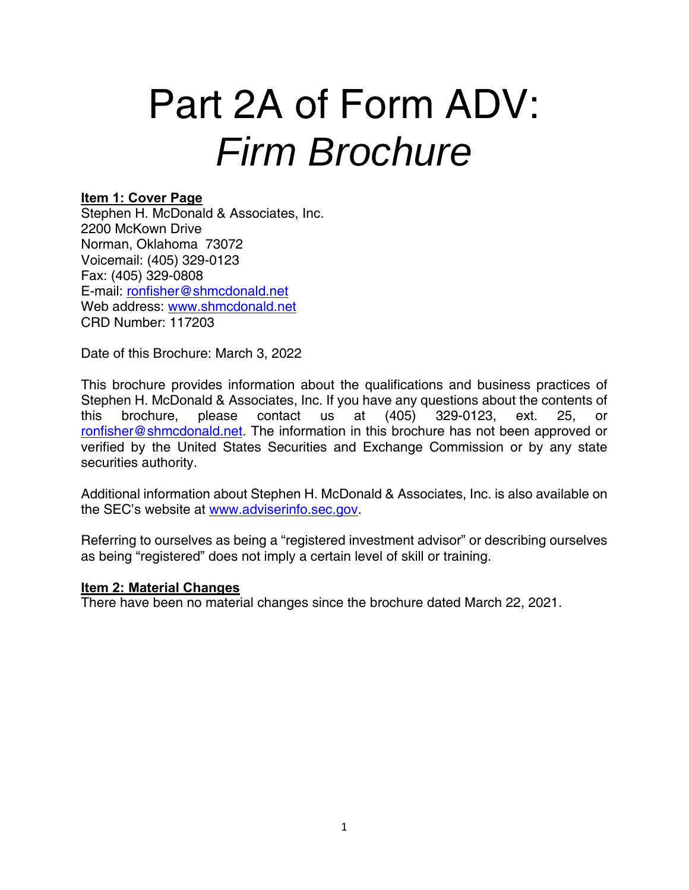# Part 2A of Form ADV: *Firm Brochure*

**Item 1: Cover Page**

Stephen H. McDonald & Associates, Inc.
2200 McKown Drive
Norman, Oklahoma 73072
Voicemail: (405) 329-0123
Fax: (405) 329-0808
E-mail: ronfisher@shmcdonald.net
Web address: www.shmcdonald.net
CRD Number: 117203

Date of this Brochure: March 3, 2022

This brochure provides information about the qualifications and business practices of Stephen H. McDonald & Associates, Inc. If you have any questions about the contents of this brochure, please contact us at (405) 329-0123, ext. 25, or ronfisher@shmcdonald.net. The information in this brochure has not been approved or verified by the United States Securities and Exchange Commission or by any state securities authority.

Additional information about Stephen H. McDonald & Associates, Inc. is also available on the SEC's website at www.adviserinfo.sec.gov.

Referring to ourselves as being a "registered investment advisor" or describing ourselves as being "registered" does not imply a certain level of skill or training.

**Item 2: Material Changes**

There have been no material changes since the brochure dated March 22, 2021.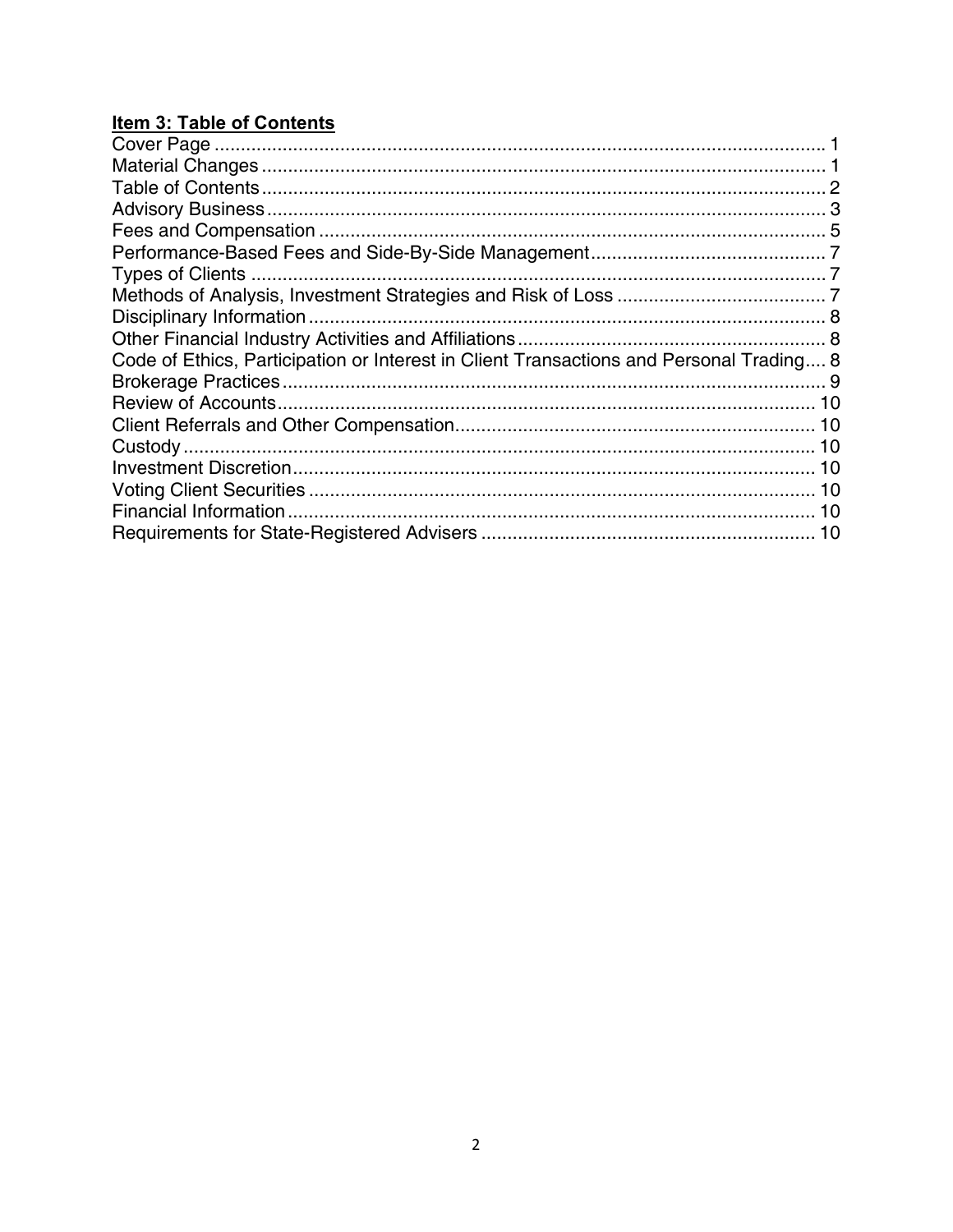## Item 3: Table of Contents

Cover Page ..................................................................................................... 1
Material Changes ........................................................................................... 1
Table of Contents ........................................................................................... 2
Advisory Business .......................................................................................... 3
Fees and Compensation ................................................................................ 5
Performance-Based Fees and Side-By-Side Management ............................. 7
Types of Clients ............................................................................................. 7
Methods of Analysis, Investment Strategies and Risk of Loss ........................ 7
Disciplinary Information .................................................................................. 8
Other Financial Industry Activities and Affiliations ........................................... 8
Code of Ethics, Participation or Interest in Client Transactions and Personal Trading.... 8
Brokerage Practices ....................................................................................... 9
Review of Accounts ........................................................................................ 10
Client Referrals and Other Compensation ...................................................... 10
Custody .......................................................................................................... 10
Investment Discretion ..................................................................................... 10
Voting Client Securities .................................................................................. 10
Financial Information ...................................................................................... 10
Requirements for State-Registered Advisers ................................................. 10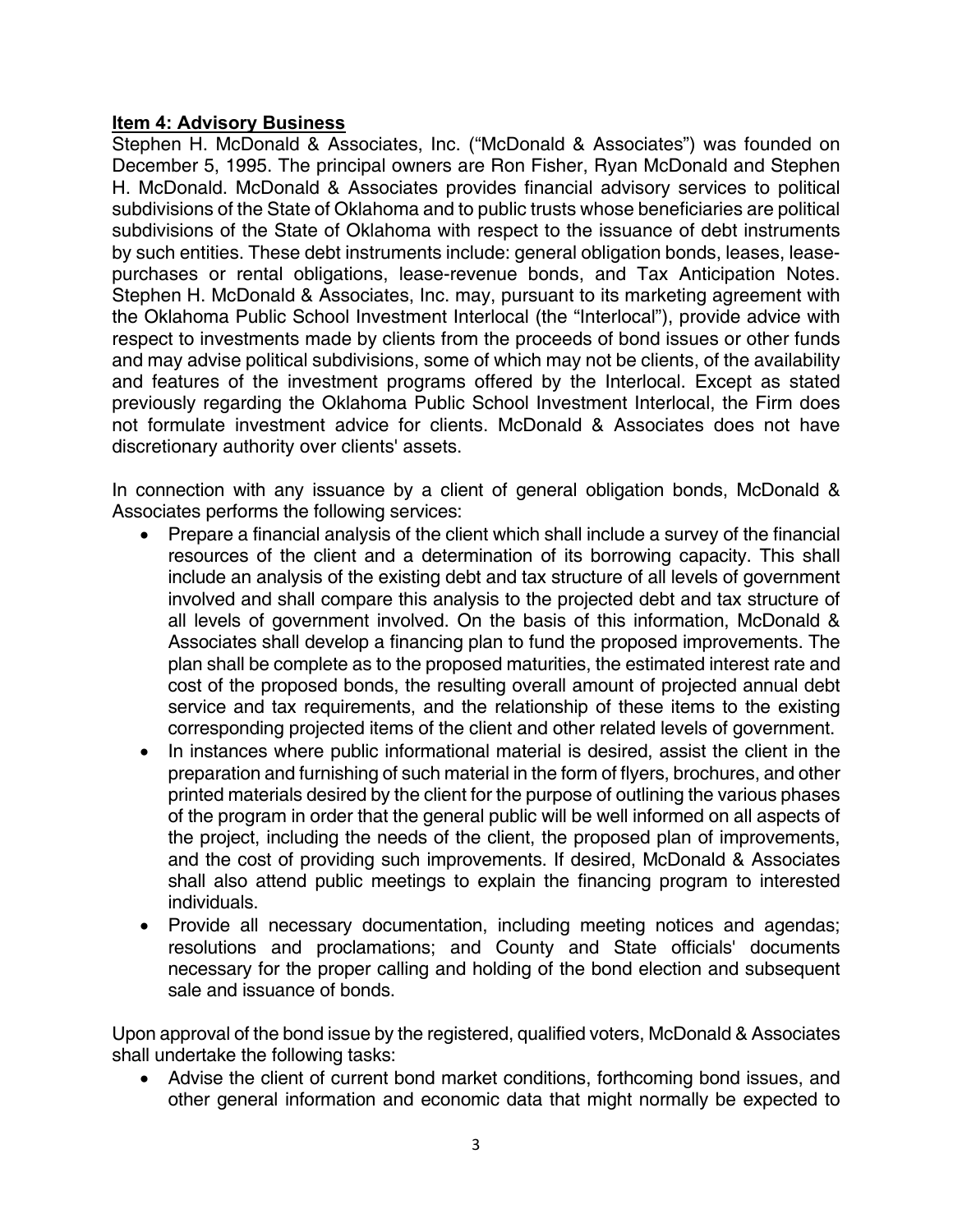## Item 4: Advisory Business

Stephen H. McDonald & Associates, Inc. ("McDonald & Associates") was founded on December 5, 1995. The principal owners are Ron Fisher, Ryan McDonald and Stephen H. McDonald. McDonald & Associates provides financial advisory services to political subdivisions of the State of Oklahoma and to public trusts whose beneficiaries are political subdivisions of the State of Oklahoma with respect to the issuance of debt instruments by such entities. These debt instruments include: general obligation bonds, leases, lease-purchases or rental obligations, lease-revenue bonds, and Tax Anticipation Notes. Stephen H. McDonald & Associates, Inc. may, pursuant to its marketing agreement with the Oklahoma Public School Investment Interlocal (the "Interlocal"), provide advice with respect to investments made by clients from the proceeds of bond issues or other funds and may advise political subdivisions, some of which may not be clients, of the availability and features of the investment programs offered by the Interlocal. Except as stated previously regarding the Oklahoma Public School Investment Interlocal, the Firm does not formulate investment advice for clients. McDonald & Associates does not have discretionary authority over clients' assets.

In connection with any issuance by a client of general obligation bonds, McDonald & Associates performs the following services:

- Prepare a financial analysis of the client which shall include a survey of the financial resources of the client and a determination of its borrowing capacity. This shall include an analysis of the existing debt and tax structure of all levels of government involved and shall compare this analysis to the projected debt and tax structure of all levels of government involved. On the basis of this information, McDonald & Associates shall develop a financing plan to fund the proposed improvements. The plan shall be complete as to the proposed maturities, the estimated interest rate and cost of the proposed bonds, the resulting overall amount of projected annual debt service and tax requirements, and the relationship of these items to the existing corresponding projected items of the client and other related levels of government.
- In instances where public informational material is desired, assist the client in the preparation and furnishing of such material in the form of flyers, brochures, and other printed materials desired by the client for the purpose of outlining the various phases of the program in order that the general public will be well informed on all aspects of the project, including the needs of the client, the proposed plan of improvements, and the cost of providing such improvements. If desired, McDonald & Associates shall also attend public meetings to explain the financing program to interested individuals.
- Provide all necessary documentation, including meeting notices and agendas; resolutions and proclamations; and County and State officials' documents necessary for the proper calling and holding of the bond election and subsequent sale and issuance of bonds.

Upon approval of the bond issue by the registered, qualified voters, McDonald & Associates shall undertake the following tasks:

- Advise the client of current bond market conditions, forthcoming bond issues, and other general information and economic data that might normally be expected to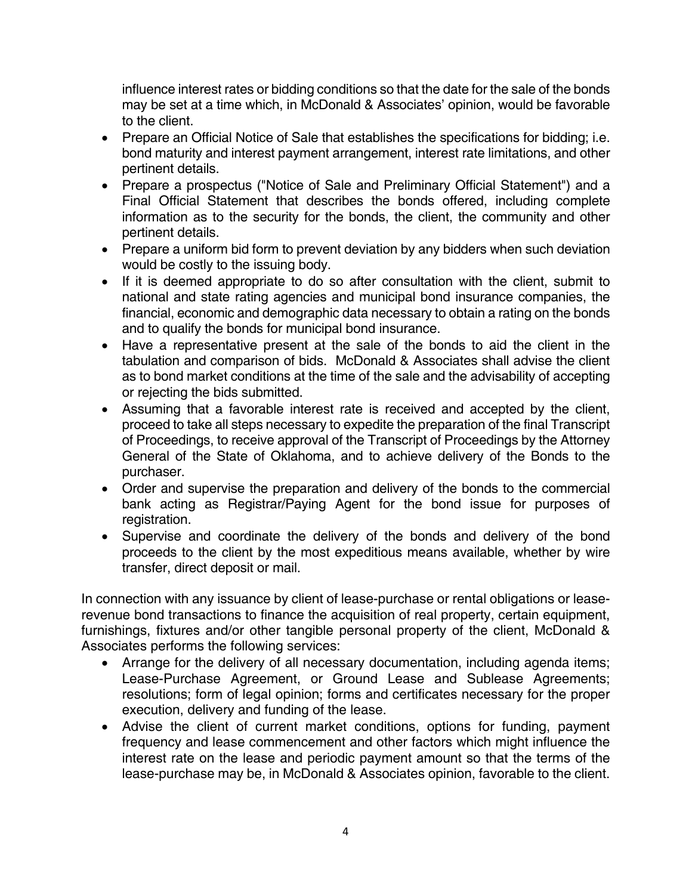influence interest rates or bidding conditions so that the date for the sale of the bonds may be set at a time which, in McDonald & Associates' opinion, would be favorable to the client.

- Prepare an Official Notice of Sale that establishes the specifications for bidding; i.e. bond maturity and interest payment arrangement, interest rate limitations, and other pertinent details.
- Prepare a prospectus ("Notice of Sale and Preliminary Official Statement") and a Final Official Statement that describes the bonds offered, including complete information as to the security for the bonds, the client, the community and other pertinent details.
- Prepare a uniform bid form to prevent deviation by any bidders when such deviation would be costly to the issuing body.
- If it is deemed appropriate to do so after consultation with the client, submit to national and state rating agencies and municipal bond insurance companies, the financial, economic and demographic data necessary to obtain a rating on the bonds and to qualify the bonds for municipal bond insurance.
- Have a representative present at the sale of the bonds to aid the client in the tabulation and comparison of bids. McDonald & Associates shall advise the client as to bond market conditions at the time of the sale and the advisability of accepting or rejecting the bids submitted.
- Assuming that a favorable interest rate is received and accepted by the client, proceed to take all steps necessary to expedite the preparation of the final Transcript of Proceedings, to receive approval of the Transcript of Proceedings by the Attorney General of the State of Oklahoma, and to achieve delivery of the Bonds to the purchaser.
- Order and supervise the preparation and delivery of the bonds to the commercial bank acting as Registrar/Paying Agent for the bond issue for purposes of registration.
- Supervise and coordinate the delivery of the bonds and delivery of the bond proceeds to the client by the most expeditious means available, whether by wire transfer, direct deposit or mail.

In connection with any issuance by client of lease-purchase or rental obligations or lease-revenue bond transactions to finance the acquisition of real property, certain equipment, furnishings, fixtures and/or other tangible personal property of the client, McDonald & Associates performs the following services:

- Arrange for the delivery of all necessary documentation, including agenda items; Lease-Purchase Agreement, or Ground Lease and Sublease Agreements; resolutions; form of legal opinion; forms and certificates necessary for the proper execution, delivery and funding of the lease.
- Advise the client of current market conditions, options for funding, payment frequency and lease commencement and other factors which might influence the interest rate on the lease and periodic payment amount so that the terms of the lease-purchase may be, in McDonald & Associates opinion, favorable to the client.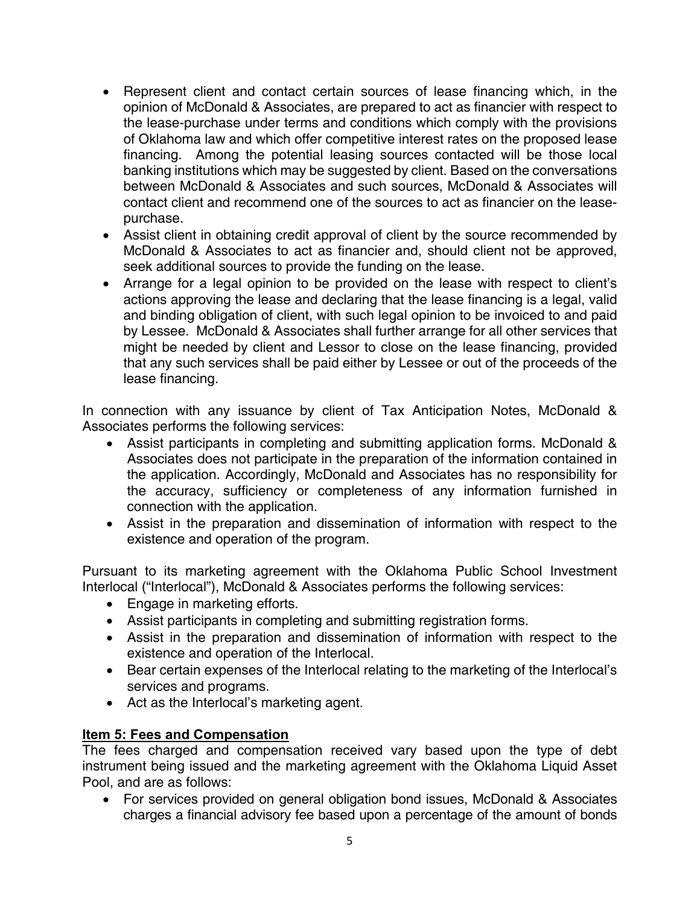- Represent client and contact certain sources of lease financing which, in the opinion of McDonald & Associates, are prepared to act as financier with respect to the lease-purchase under terms and conditions which comply with the provisions of Oklahoma law and which offer competitive interest rates on the proposed lease financing. Among the potential leasing sources contacted will be those local banking institutions which may be suggested by client. Based on the conversations between McDonald & Associates and such sources, McDonald & Associates will contact client and recommend one of the sources to act as financier on the lease-purchase.
- Assist client in obtaining credit approval of client by the source recommended by McDonald & Associates to act as financier and, should client not be approved, seek additional sources to provide the funding on the lease.
- Arrange for a legal opinion to be provided on the lease with respect to client's actions approving the lease and declaring that the lease financing is a legal, valid and binding obligation of client, with such legal opinion to be invoiced to and paid by Lessee. McDonald & Associates shall further arrange for all other services that might be needed by client and Lessor to close on the lease financing, provided that any such services shall be paid either by Lessee or out of the proceeds of the lease financing.

In connection with any issuance by client of Tax Anticipation Notes, McDonald & Associates performs the following services:

- Assist participants in completing and submitting application forms. McDonald & Associates does not participate in the preparation of the information contained in the application. Accordingly, McDonald and Associates has no responsibility for the accuracy, sufficiency or completeness of any information furnished in connection with the application.
- Assist in the preparation and dissemination of information with respect to the existence and operation of the program.

Pursuant to its marketing agreement with the Oklahoma Public School Investment Interlocal ("Interlocal"), McDonald & Associates performs the following services:

- Engage in marketing efforts.
- Assist participants in completing and submitting registration forms.
- Assist in the preparation and dissemination of information with respect to the existence and operation of the Interlocal.
- Bear certain expenses of the Interlocal relating to the marketing of the Interlocal's services and programs.
- Act as the Interlocal's marketing agent.

## Item 5: Fees and Compensation

The fees charged and compensation received vary based upon the type of debt instrument being issued and the marketing agreement with the Oklahoma Liquid Asset Pool, and are as follows:

- For services provided on general obligation bond issues, McDonald & Associates charges a financial advisory fee based upon a percentage of the amount of bonds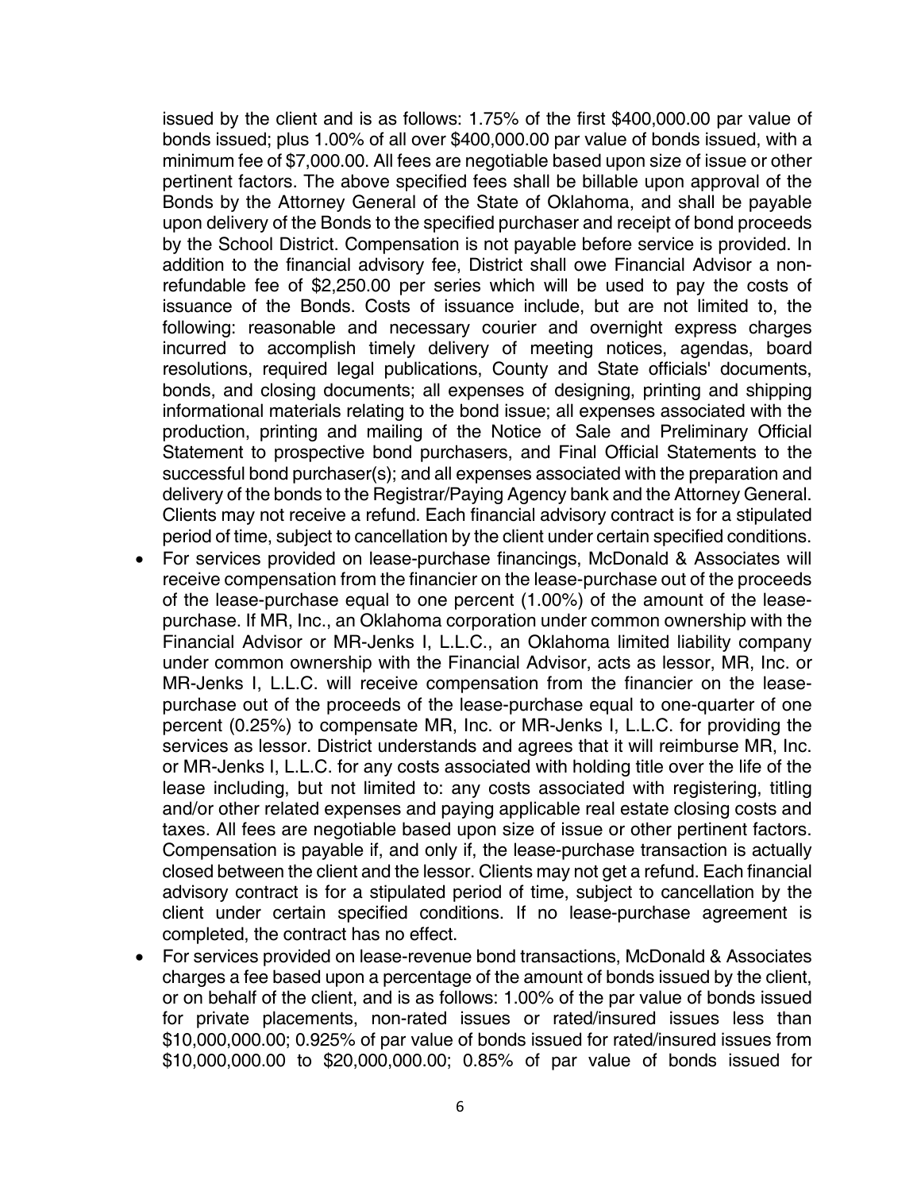issued by the client and is as follows: 1.75% of the first $400,000.00 par value of bonds issued; plus 1.00% of all over $400,000.00 par value of bonds issued, with a minimum fee of $7,000.00. All fees are negotiable based upon size of issue or other pertinent factors. The above specified fees shall be billable upon approval of the Bonds by the Attorney General of the State of Oklahoma, and shall be payable upon delivery of the Bonds to the specified purchaser and receipt of bond proceeds by the School District. Compensation is not payable before service is provided. In addition to the financial advisory fee, District shall owe Financial Advisor a non-refundable fee of $2,250.00 per series which will be used to pay the costs of issuance of the Bonds. Costs of issuance include, but are not limited to, the following: reasonable and necessary courier and overnight express charges incurred to accomplish timely delivery of meeting notices, agendas, board resolutions, required legal publications, County and State officials' documents, bonds, and closing documents; all expenses of designing, printing and shipping informational materials relating to the bond issue; all expenses associated with the production, printing and mailing of the Notice of Sale and Preliminary Official Statement to prospective bond purchasers, and Final Official Statements to the successful bond purchaser(s); and all expenses associated with the preparation and delivery of the bonds to the Registrar/Paying Agency bank and the Attorney General. Clients may not receive a refund. Each financial advisory contract is for a stipulated period of time, subject to cancellation by the client under certain specified conditions.

- For services provided on lease-purchase financings, McDonald & Associates will receive compensation from the financier on the lease-purchase out of the proceeds of the lease-purchase equal to one percent (1.00%) of the amount of the lease-purchase. If MR, Inc., an Oklahoma corporation under common ownership with the Financial Advisor or MR-Jenks I, L.L.C., an Oklahoma limited liability company under common ownership with the Financial Advisor, acts as lessor, MR, Inc. or MR-Jenks I, L.L.C. will receive compensation from the financier on the lease-purchase out of the proceeds of the lease-purchase equal to one-quarter of one percent (0.25%) to compensate MR, Inc. or MR-Jenks I, L.L.C. for providing the services as lessor. District understands and agrees that it will reimburse MR, Inc. or MR-Jenks I, L.L.C. for any costs associated with holding title over the life of the lease including, but not limited to: any costs associated with registering, titling and/or other related expenses and paying applicable real estate closing costs and taxes. All fees are negotiable based upon size of issue or other pertinent factors. Compensation is payable if, and only if, the lease-purchase transaction is actually closed between the client and the lessor. Clients may not get a refund. Each financial advisory contract is for a stipulated period of time, subject to cancellation by the client under certain specified conditions. If no lease-purchase agreement is completed, the contract has no effect.
- For services provided on lease-revenue bond transactions, McDonald & Associates charges a fee based upon a percentage of the amount of bonds issued by the client, or on behalf of the client, and is as follows: 1.00% of the par value of bonds issued for private placements, non-rated issues or rated/insured issues less than $10,000,000.00; 0.925% of par value of bonds issued for rated/insured issues from $10,000,000.00 to $20,000,000.00; 0.85% of par value of bonds issued for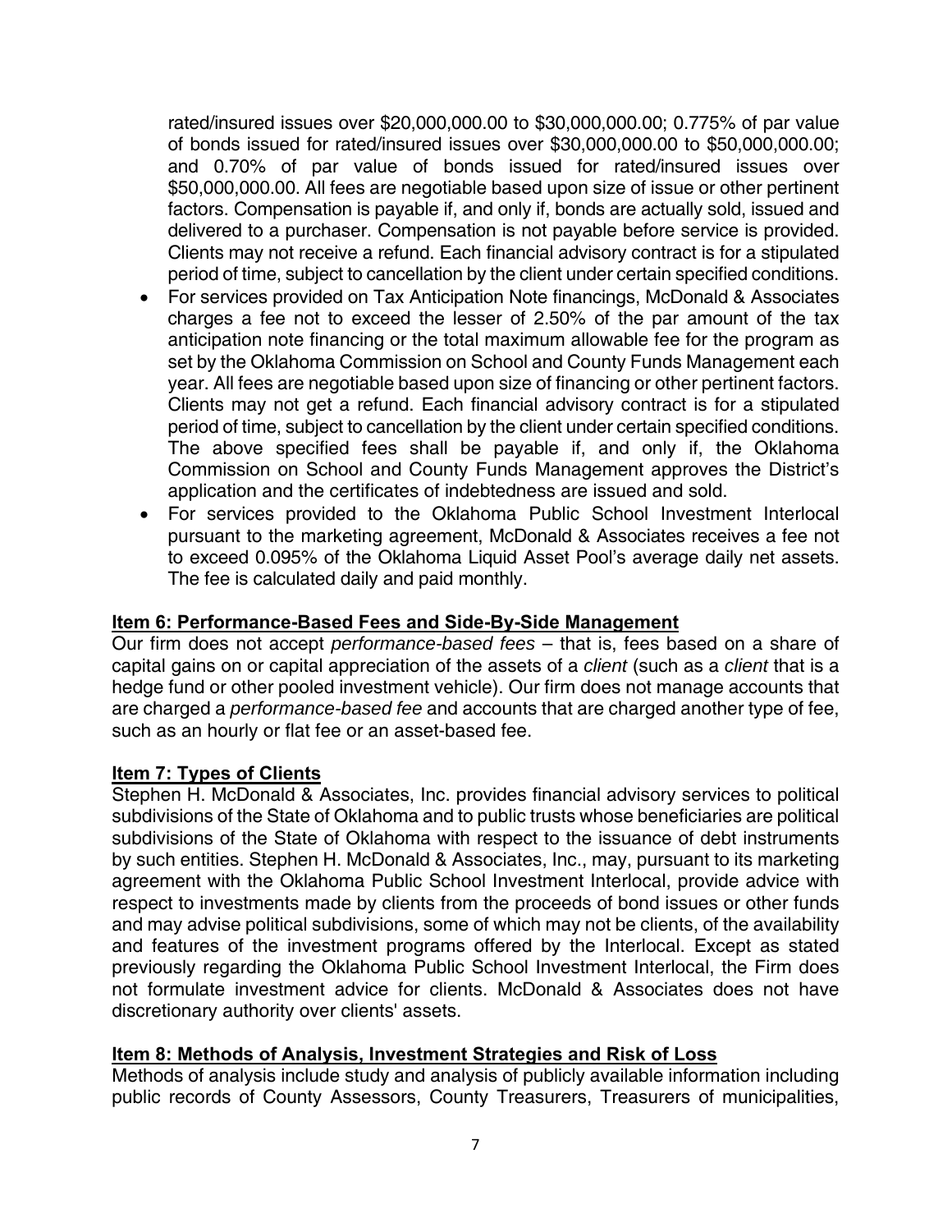rated/insured issues over $20,000,000.00 to $30,000,000.00; 0.775% of par value of bonds issued for rated/insured issues over $30,000,000.00 to $50,000,000.00; and 0.70% of par value of bonds issued for rated/insured issues over $50,000,000.00. All fees are negotiable based upon size of issue or other pertinent factors. Compensation is payable if, and only if, bonds are actually sold, issued and delivered to a purchaser. Compensation is not payable before service is provided. Clients may not receive a refund. Each financial advisory contract is for a stipulated period of time, subject to cancellation by the client under certain specified conditions.

- For services provided on Tax Anticipation Note financings, McDonald & Associates charges a fee not to exceed the lesser of 2.50% of the par amount of the tax anticipation note financing or the total maximum allowable fee for the program as set by the Oklahoma Commission on School and County Funds Management each year. All fees are negotiable based upon size of financing or other pertinent factors. Clients may not get a refund. Each financial advisory contract is for a stipulated period of time, subject to cancellation by the client under certain specified conditions. The above specified fees shall be payable if, and only if, the Oklahoma Commission on School and County Funds Management approves the District's application and the certificates of indebtedness are issued and sold.
- For services provided to the Oklahoma Public School Investment Interlocal pursuant to the marketing agreement, McDonald & Associates receives a fee not to exceed 0.095% of the Oklahoma Liquid Asset Pool's average daily net assets. The fee is calculated daily and paid monthly.

## Item 6: Performance-Based Fees and Side-By-Side Management

Our firm does not accept *performance-based fees* – that is, fees based on a share of capital gains on or capital appreciation of the assets of a *client* (such as a *client* that is a hedge fund or other pooled investment vehicle). Our firm does not manage accounts that are charged a *performance-based fee* and accounts that are charged another type of fee, such as an hourly or flat fee or an asset-based fee.

## Item 7: Types of Clients

Stephen H. McDonald & Associates, Inc. provides financial advisory services to political subdivisions of the State of Oklahoma and to public trusts whose beneficiaries are political subdivisions of the State of Oklahoma with respect to the issuance of debt instruments by such entities. Stephen H. McDonald & Associates, Inc., may, pursuant to its marketing agreement with the Oklahoma Public School Investment Interlocal, provide advice with respect to investments made by clients from the proceeds of bond issues or other funds and may advise political subdivisions, some of which may not be clients, of the availability and features of the investment programs offered by the Interlocal. Except as stated previously regarding the Oklahoma Public School Investment Interlocal, the Firm does not formulate investment advice for clients. McDonald & Associates does not have discretionary authority over clients' assets.

## Item 8: Methods of Analysis, Investment Strategies and Risk of Loss

Methods of analysis include study and analysis of publicly available information including public records of County Assessors, County Treasurers, Treasurers of municipalities,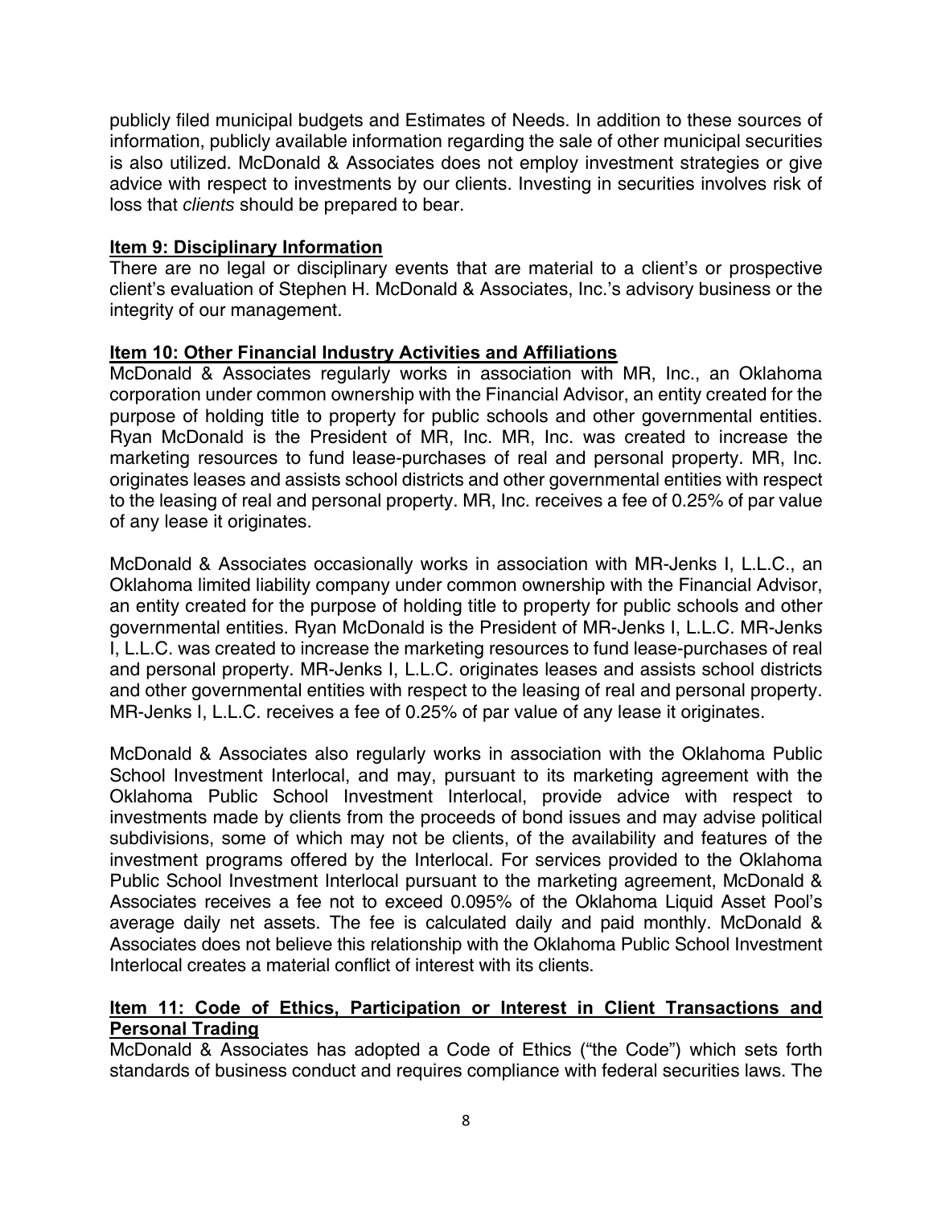publicly filed municipal budgets and Estimates of Needs. In addition to these sources of information, publicly available information regarding the sale of other municipal securities is also utilized. McDonald & Associates does not employ investment strategies or give advice with respect to investments by our clients. Investing in securities involves risk of loss that *clients* should be prepared to bear.

## Item 9: Disciplinary Information

There are no legal or disciplinary events that are material to a client's or prospective client's evaluation of Stephen H. McDonald & Associates, Inc.'s advisory business or the integrity of our management.

## Item 10: Other Financial Industry Activities and Affiliations

McDonald & Associates regularly works in association with MR, Inc., an Oklahoma corporation under common ownership with the Financial Advisor, an entity created for the purpose of holding title to property for public schools and other governmental entities. Ryan McDonald is the President of MR, Inc. MR, Inc. was created to increase the marketing resources to fund lease-purchases of real and personal property. MR, Inc. originates leases and assists school districts and other governmental entities with respect to the leasing of real and personal property. MR, Inc. receives a fee of 0.25% of par value of any lease it originates.

McDonald & Associates occasionally works in association with MR-Jenks I, L.L.C., an Oklahoma limited liability company under common ownership with the Financial Advisor, an entity created for the purpose of holding title to property for public schools and other governmental entities. Ryan McDonald is the President of MR-Jenks I, L.L.C. MR-Jenks I, L.L.C. was created to increase the marketing resources to fund lease-purchases of real and personal property. MR-Jenks I, L.L.C. originates leases and assists school districts and other governmental entities with respect to the leasing of real and personal property. MR-Jenks I, L.L.C. receives a fee of 0.25% of par value of any lease it originates.

McDonald & Associates also regularly works in association with the Oklahoma Public School Investment Interlocal, and may, pursuant to its marketing agreement with the Oklahoma Public School Investment Interlocal, provide advice with respect to investments made by clients from the proceeds of bond issues and may advise political subdivisions, some of which may not be clients, of the availability and features of the investment programs offered by the Interlocal. For services provided to the Oklahoma Public School Investment Interlocal pursuant to the marketing agreement, McDonald & Associates receives a fee not to exceed 0.095% of the Oklahoma Liquid Asset Pool's average daily net assets. The fee is calculated daily and paid monthly. McDonald & Associates does not believe this relationship with the Oklahoma Public School Investment Interlocal creates a material conflict of interest with its clients.

## Item 11: Code of Ethics, Participation or Interest in Client Transactions and Personal Trading

McDonald & Associates has adopted a Code of Ethics ("the Code") which sets forth standards of business conduct and requires compliance with federal securities laws. The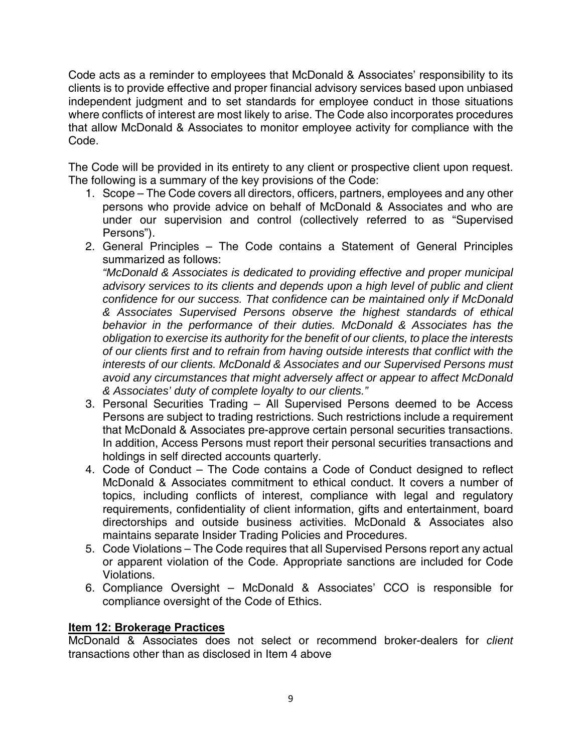Code acts as a reminder to employees that McDonald & Associates' responsibility to its clients is to provide effective and proper financial advisory services based upon unbiased independent judgment and to set standards for employee conduct in those situations where conflicts of interest are most likely to arise. The Code also incorporates procedures that allow McDonald & Associates to monitor employee activity for compliance with the Code.

The Code will be provided in its entirety to any client or prospective client upon request. The following is a summary of the key provisions of the Code:

1. Scope – The Code covers all directors, officers, partners, employees and any other persons who provide advice on behalf of McDonald & Associates and who are under our supervision and control (collectively referred to as "Supervised Persons").
2. General Principles – The Code contains a Statement of General Principles summarized as follows:
   *"McDonald & Associates is dedicated to providing effective and proper municipal advisory services to its clients and depends upon a high level of public and client confidence for our success. That confidence can be maintained only if McDonald & Associates Supervised Persons observe the highest standards of ethical behavior in the performance of their duties. McDonald & Associates has the obligation to exercise its authority for the benefit of our clients, to place the interests of our clients first and to refrain from having outside interests that conflict with the interests of our clients. McDonald & Associates and our Supervised Persons must avoid any circumstances that might adversely affect or appear to affect McDonald & Associates' duty of complete loyalty to our clients."*
3. Personal Securities Trading – All Supervised Persons deemed to be Access Persons are subject to trading restrictions. Such restrictions include a requirement that McDonald & Associates pre-approve certain personal securities transactions. In addition, Access Persons must report their personal securities transactions and holdings in self directed accounts quarterly.
4. Code of Conduct – The Code contains a Code of Conduct designed to reflect McDonald & Associates commitment to ethical conduct. It covers a number of topics, including conflicts of interest, compliance with legal and regulatory requirements, confidentiality of client information, gifts and entertainment, board directorships and outside business activities. McDonald & Associates also maintains separate Insider Trading Policies and Procedures.
5. Code Violations – The Code requires that all Supervised Persons report any actual or apparent violation of the Code. Appropriate sanctions are included for Code Violations.
6. Compliance Oversight – McDonald & Associates' CCO is responsible for compliance oversight of the Code of Ethics.

## Item 12: Brokerage Practices

McDonald & Associates does not select or recommend broker-dealers for *client* transactions other than as disclosed in Item 4 above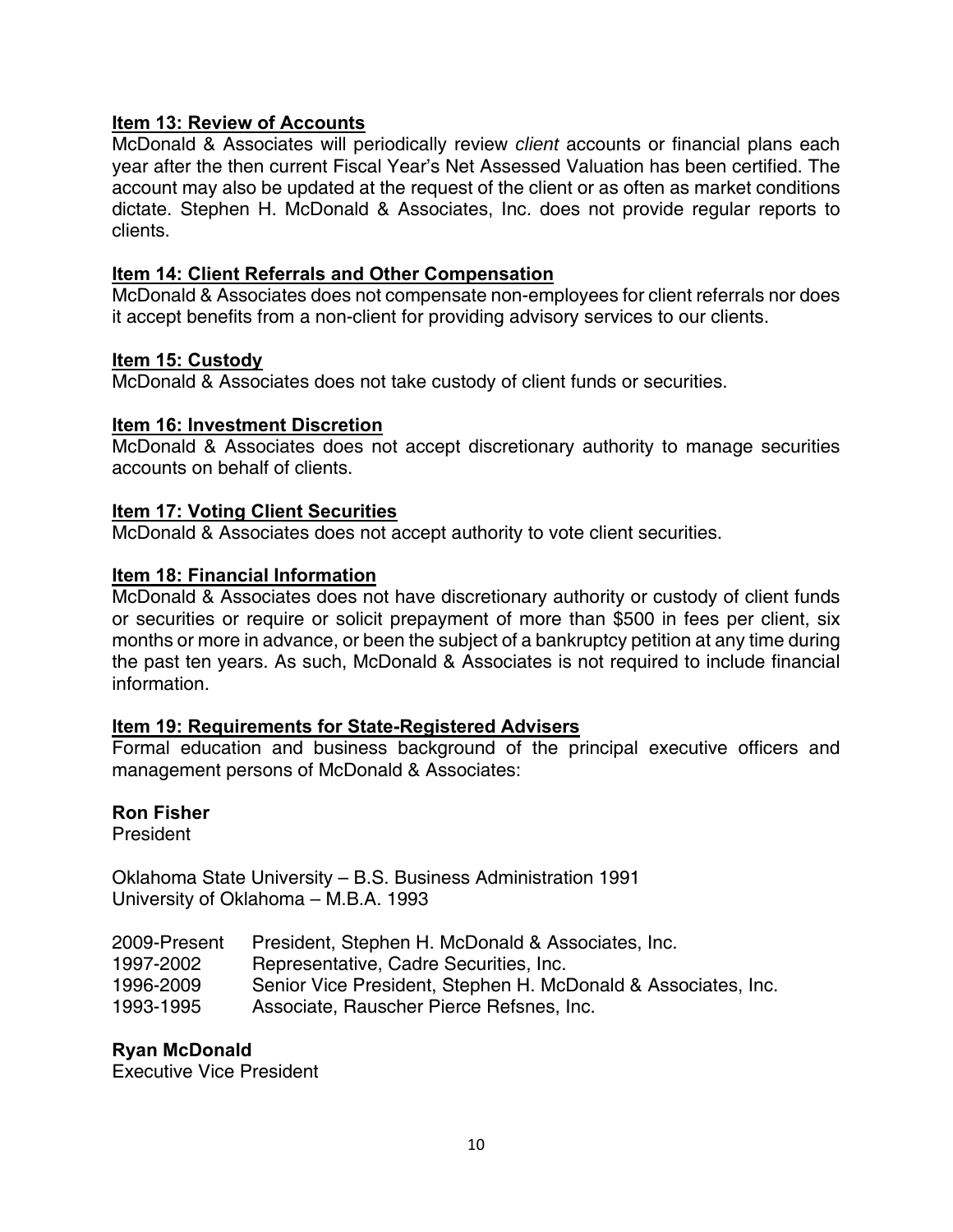## Item 13: Review of Accounts

McDonald & Associates will periodically review *client* accounts or financial plans each year after the then current Fiscal Year's Net Assessed Valuation has been certified. The account may also be updated at the request of the client or as often as market conditions dictate. Stephen H. McDonald & Associates, Inc. does not provide regular reports to clients.

## Item 14: Client Referrals and Other Compensation

McDonald & Associates does not compensate non-employees for client referrals nor does it accept benefits from a non-client for providing advisory services to our clients.

## Item 15: Custody

McDonald & Associates does not take custody of client funds or securities.

## Item 16: Investment Discretion

McDonald & Associates does not accept discretionary authority to manage securities accounts on behalf of clients.

## Item 17: Voting Client Securities

McDonald & Associates does not accept authority to vote client securities.

## Item 18: Financial Information

McDonald & Associates does not have discretionary authority or custody of client funds or securities or require or solicit prepayment of more than $500 in fees per client, six months or more in advance, or been the subject of a bankruptcy petition at any time during the past ten years. As such, McDonald & Associates is not required to include financial information.

## Item 19: Requirements for State-Registered Advisers

Formal education and business background of the principal executive officers and management persons of McDonald & Associates:

**Ron Fisher**
President

Oklahoma State University – B.S. Business Administration 1991
University of Oklahoma – M.B.A. 1993

| | |
|---|---|
| 2009-Present | President, Stephen H. McDonald & Associates, Inc. |
| 1997-2002 | Representative, Cadre Securities, Inc. |
| 1996-2009 | Senior Vice President, Stephen H. McDonald & Associates, Inc. |
| 1993-1995 | Associate, Rauscher Pierce Refsnes, Inc. |

**Ryan McDonald**
Executive Vice President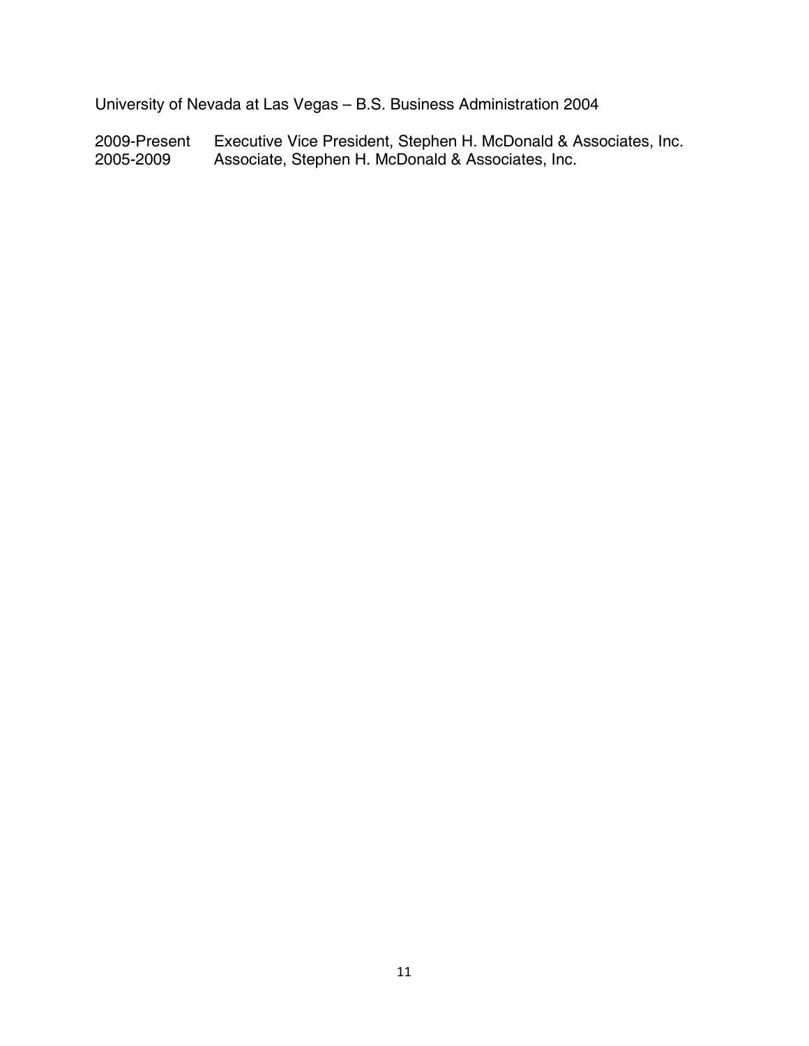University of Nevada at Las Vegas – B.S. Business Administration 2004

| | |
|---|---|
| 2009-Present | Executive Vice President, Stephen H. McDonald & Associates, Inc. |
| 2005-2009 | Associate, Stephen H. McDonald & Associates, Inc. |